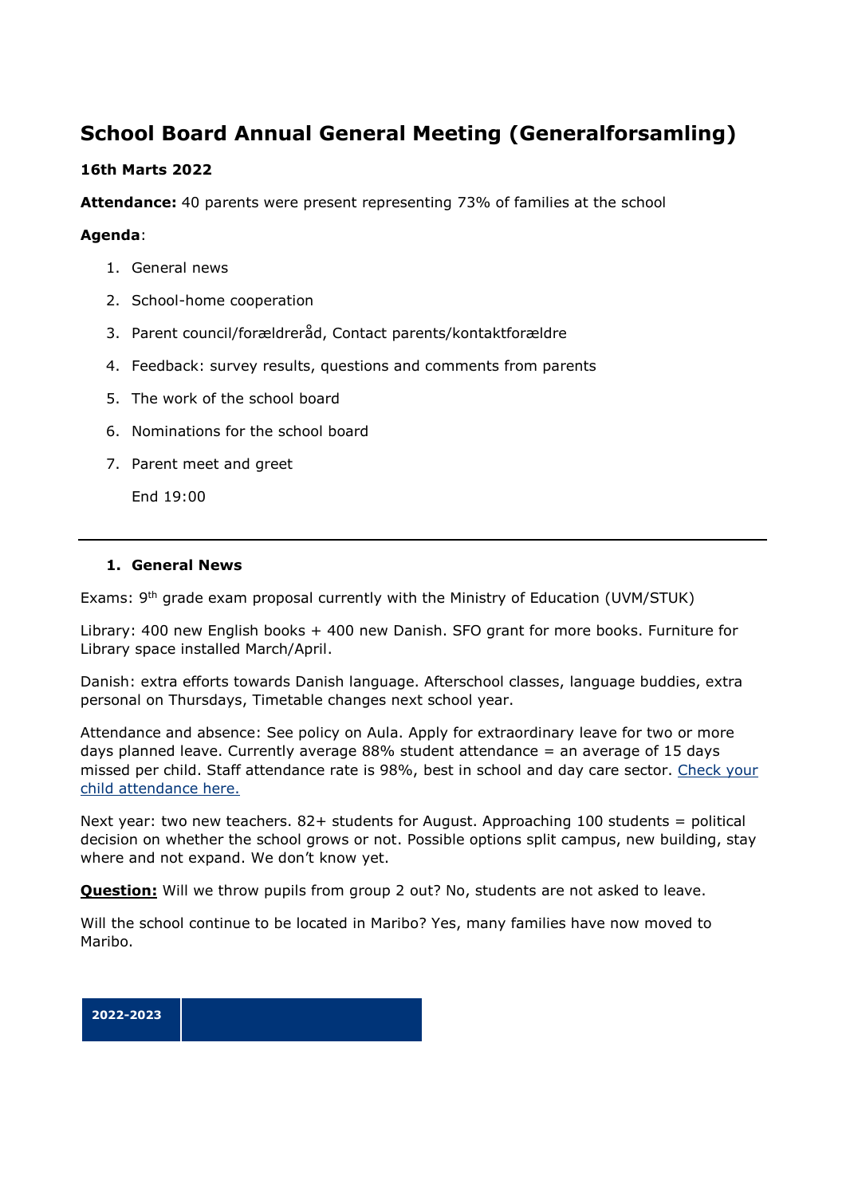# School Board Annual General Meeting (Generalforsamling)

**16th Marts 2022**

**Attendance:** 40 parents were present representing 73% of families at the school

**Agenda**:

1. General news
2. School-home cooperation
3. Parent council/forældreråd, Contact parents/kontaktforældre
4. Feedback: survey results, questions and comments from parents
5. The work of the school board
6. Nominations for the school board
7. Parent meet and greet

   End 19:00

---

## 1. General News

Exams: 9th grade exam proposal currently with the Ministry of Education (UVM/STUK)

Library: 400 new English books + 400 new Danish. SFO grant for more books. Furniture for Library space installed March/April.

Danish: extra efforts towards Danish language. Afterschool classes, language buddies, extra personal on Thursdays, Timetable changes next school year.

Attendance and absence: See policy on Aula. Apply for extraordinary leave for two or more days planned leave. Currently average 88% student attendance = an average of 15 days missed per child. Staff attendance rate is 98%, best in school and day care sector. Check your child attendance here.

Next year: two new teachers. 82+ students for August. Approaching 100 students = political decision on whether the school grows or not. Possible options split campus, new building, stay where and not expand. We don't know yet.

**Question:** Will we throw pupils from group 2 out? No, students are not asked to leave.

Will the school continue to be located in Maribo? Yes, many families have now moved to Maribo.

| 2022-2023 | |
|---|---|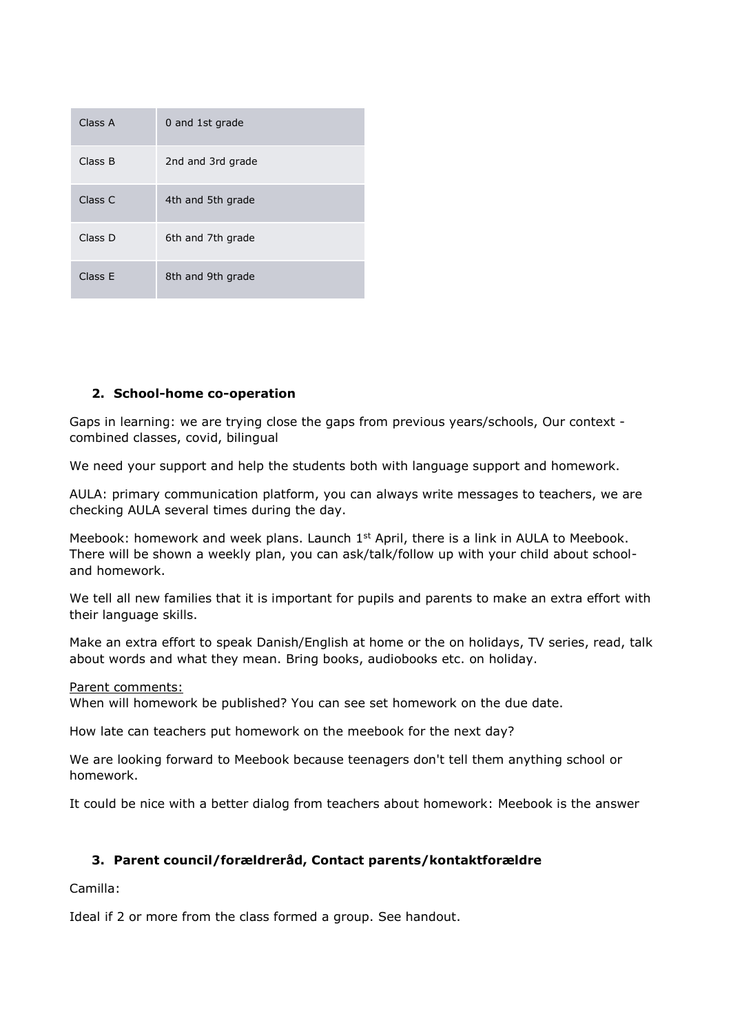| Class A | 0 and 1st grade |
| --- | --- |
| Class B | 2nd and 3rd grade |
| Class C | 4th and 5th grade |
| Class D | 6th and 7th grade |
| Class E | 8th and 9th grade |

## 2. School-home co-operation

Gaps in learning: we are trying close the gaps from previous years/schools, Our context - combined classes, covid, bilingual

We need your support and help the students both with language support and homework.

AULA: primary communication platform, you can always write messages to teachers, we are checking AULA several times during the day.

Meebook: homework and week plans. Launch 1st April, there is a link in AULA to Meebook. There will be shown a weekly plan, you can ask/talk/follow up with your child about school- and homework.

We tell all new families that it is important for pupils and parents to make an extra effort with their language skills.

Make an extra effort to speak Danish/English at home or the on holidays, TV series, read, talk about words and what they mean. Bring books, audiobooks etc. on holiday.

Parent comments:
When will homework be published? You can see set homework on the due date.

How late can teachers put homework on the meebook for the next day?

We are looking forward to Meebook because teenagers don't tell them anything school or homework.

It could be nice with a better dialog from teachers about homework: Meebook is the answer

## 3. Parent council/forældreråd, Contact parents/kontaktforældre

Camilla:

Ideal if 2 or more from the class formed a group. See handout.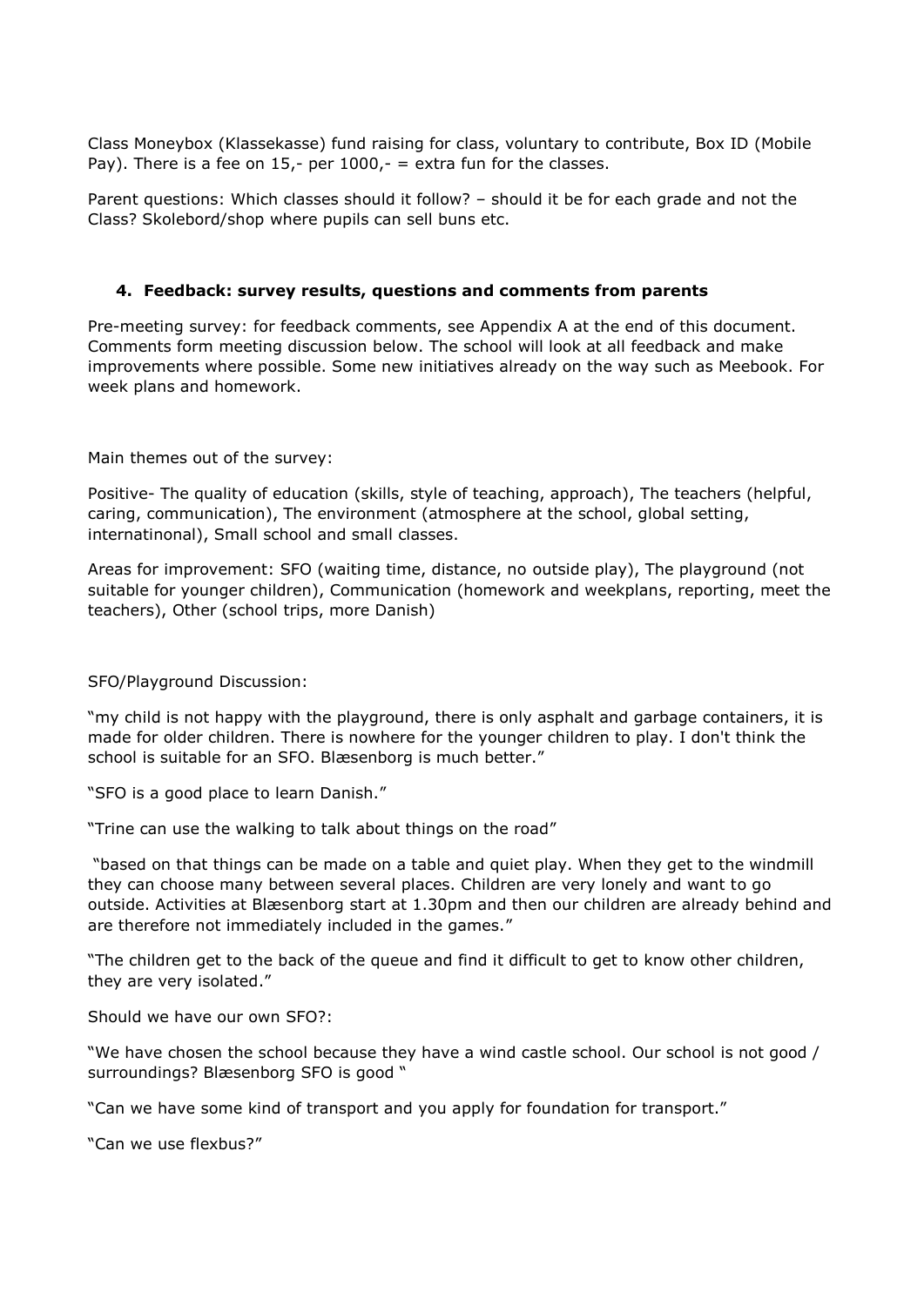Class Moneybox (Klassekasse) fund raising for class, voluntary to contribute, Box ID (Mobile Pay). There is a fee on 15,- per 1000,- = extra fun for the classes.

Parent questions: Which classes should it follow? – should it be for each grade and not the Class? Skolebord/shop where pupils can sell buns etc.

### 4. Feedback: survey results, questions and comments from parents

Pre-meeting survey: for feedback comments, see Appendix A at the end of this document. Comments form meeting discussion below. The school will look at all feedback and make improvements where possible. Some new initiatives already on the way such as Meebook. For week plans and homework.

Main themes out of the survey:

Positive- The quality of education (skills, style of teaching, approach), The teachers (helpful, caring, communication), The environment (atmosphere at the school, global setting, internatinonal), Small school and small classes.

Areas for improvement: SFO (waiting time, distance, no outside play), The playground (not suitable for younger children), Communication (homework and weekplans, reporting, meet the teachers), Other (school trips, more Danish)

SFO/Playground Discussion:

"my child is not happy with the playground, there is only asphalt and garbage containers, it is made for older children. There is nowhere for the younger children to play. I don't think the school is suitable for an SFO. Blæsenborg is much better."

"SFO is a good place to learn Danish."

"Trine can use the walking to talk about things on the road"

"based on that things can be made on a table and quiet play. When they get to the windmill they can choose many between several places. Children are very lonely and want to go outside. Activities at Blæsenborg start at 1.30pm and then our children are already behind and are therefore not immediately included in the games."

"The children get to the back of the queue and find it difficult to get to know other children, they are very isolated."

Should we have our own SFO?:

"We have chosen the school because they have a wind castle school. Our school is not good / surroundings? Blæsenborg SFO is good "

"Can we have some kind of transport and you apply for foundation for transport."

"Can we use flexbus?"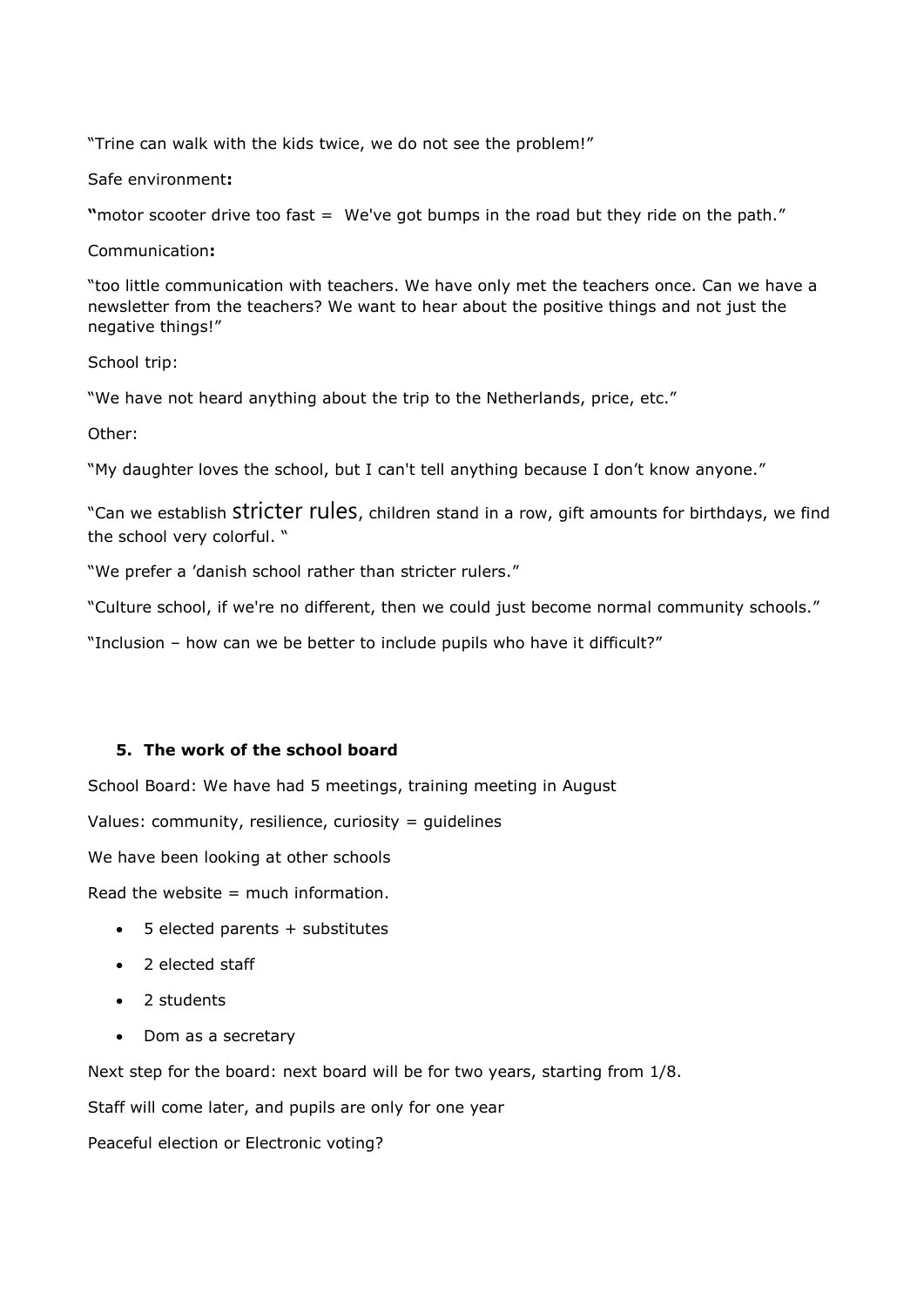"Trine can walk with the kids twice, we do not see the problem!"

Safe environment**:**

**"**motor scooter drive too fast =  We've got bumps in the road but they ride on the path."

Communication**:**

"too little communication with teachers. We have only met the teachers once. Can we have a newsletter from the teachers? We want to hear about the positive things and not just the negative things!"

School trip:

"We have not heard anything about the trip to the Netherlands, price, etc."

Other:

"My daughter loves the school, but I can't tell anything because I don't know anyone."

"Can we establish stricter rules, children stand in a row, gift amounts for birthdays, we find the school very colorful. "

"We prefer a 'danish school rather than stricter rulers."

"Culture school, if we're no different, then we could just become normal community schools."

"Inclusion – how can we be better to include pupils who have it difficult?"

## 5. The work of the school board

School Board: We have had 5 meetings, training meeting in August

Values: community, resilience, curiosity = guidelines

We have been looking at other schools

Read the website = much information.

- 5 elected parents + substitutes
- 2 elected staff
- 2 students
- Dom as a secretary

Next step for the board: next board will be for two years, starting from 1/8.

Staff will come later, and pupils are only for one year

Peaceful election or Electronic voting?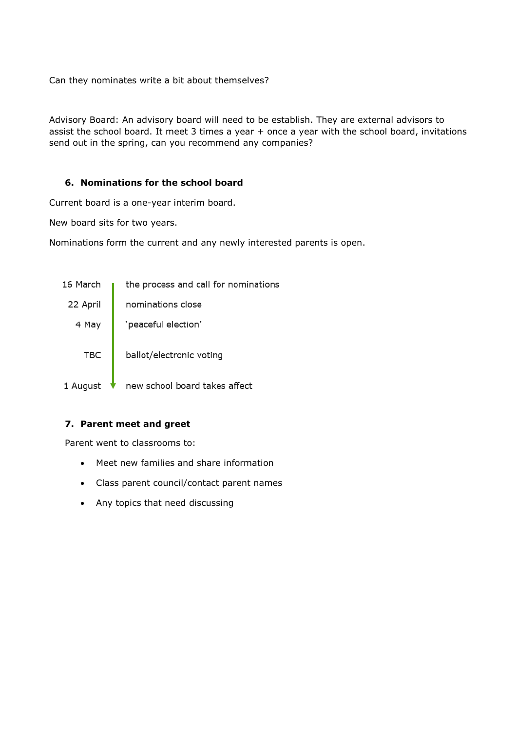Can they nominates write a bit about themselves?

Advisory Board: An advisory board will need to be establish. They are external advisors to assist the school board. It meet 3 times a year + once a year with the school board, invitations send out in the spring, can you recommend any companies?

### 6. Nominations for the school board

Current board is a one-year interim board.

New board sits for two years.

Nominations form the current and any newly interested parents is open.

| | |
|---|---|
| 16 March | the process and call for nominations |
| 22 April | nominations close |
| 4 May | 'peaceful election' |
| TBC | ballot/electronic voting |
| 1 August | new school board takes affect |

### 7. Parent meet and greet

Parent went to classrooms to:

- Meet new families and share information
- Class parent council/contact parent names
- Any topics that need discussing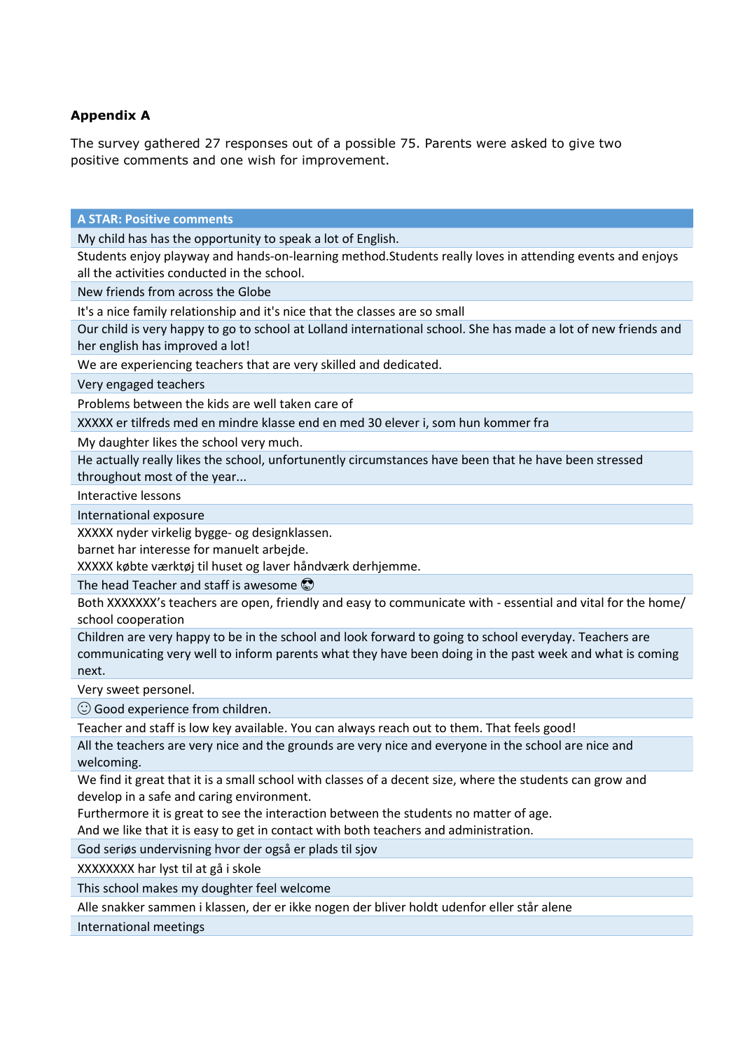**Appendix A**

The survey gathered 27 responses out of a possible 75. Parents were asked to give two positive comments and one wish for improvement.

| A STAR: Positive comments |
|---|
| My child has has the opportunity to speak a lot of English. |
| Students enjoy playway and hands-on-learning method.Students really loves in attending events and enjoys all the activities conducted in the school. |
| New friends from across the Globe |
| It's a nice family relationship and it's nice that the classes are so small |
| Our child is very happy to go to school at Lolland international school. She has made a lot of new friends and her english has improved a lot! |
| We are experiencing teachers that are very skilled and dedicated. |
| Very engaged teachers |
| Problems between the kids are well taken care of |
| XXXXX er tilfreds med en mindre klasse end en med 30 elever i, som hun kommer fra |
| My daughter likes the school very much. |
| He actually really likes the school, unfortuntently circumstances have been that he have been stressed throughout most of the year... |
| Interactive lessons |
| International exposure |
| XXXXX nyder virkelig bygge- og designklassen.<br>barnet har interesse for manuelt arbejde.<br>XXXXX købte værktøj til huset og laver håndværk derhjemme. |
| The head Teacher and staff is awesome 😍 |
| Both XXXXXXX's teachers are open, friendly and easy to communicate with - essential and vital for the home/school cooperation |
| Children are very happy to be in the school and look forward to going to school everyday. Teachers are communicating very well to inform parents what they have been doing in the past week and what is coming next. |
| Very sweet personel. |
| ☺ Good experience from children. |
| Teacher and staff is low key available. You can always reach out to them. That feels good! |
| All the teachers are very nice and the grounds are very nice and everyone in the school are nice and welcoming. |
| We find it great that it is a small school with classes of a decent size, where the students can grow and develop in a safe and caring environment.<br>Furthermore it is great to see the interaction between the students no matter of age.<br>And we like that it is easy to get in contact with both teachers and administration. |
| God seriøs undervisning hvor der også er plads til sjov |
| XXXXXXXX har lyst til at gå i skole |
| This school makes my doughter feel welcome |
| Alle snakker sammen i klassen, der er ikke nogen der bliver holdt udenfor eller står alene |
| International meetings |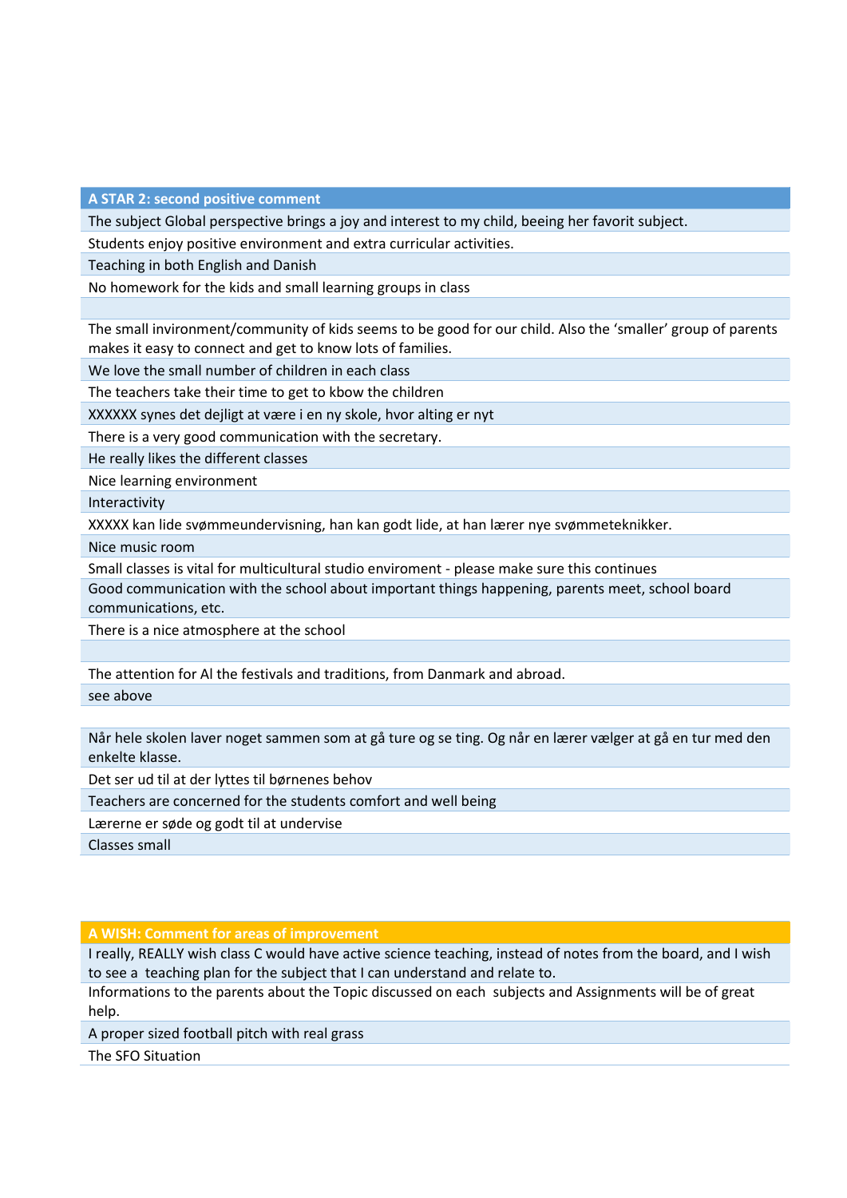| A STAR 2: second positive comment |
|---|
| The subject Global perspective brings a joy and interest to my child, beeing her favorit subject. |
| Students enjoy positive environment and extra curricular activities. |
| Teaching in both English and Danish |
| No homework for the kids and small learning groups in class |
| |
| The small invironment/community of kids seems to be good for our child. Also the 'smaller' group of parents makes it easy to connect and get to know lots of families. |
| We love the small number of children in each class |
| The teachers take their time to get to kbow the children |
| XXXXXX synes det dejligt at være i en ny skole, hvor alting er nyt |
| There is a very good communication with the secretary. |
| He really likes the different classes |
| Nice learning environment |
| Interactivity |
| XXXXX kan lide svømmeundervisning, han kan godt lide, at han lærer nye svømmeteknikker. |
| Nice music room |
| Small classes is vital for multicultural studio enviroment - please make sure this continues |
| Good communication with the school about important things happening, parents meet, school board communications, etc. |
| There is a nice atmosphere at the school |
| |
| The attention for Al the festivals and traditions, from Danmark and abroad. |
| see above |
| |
| Når hele skolen laver noget sammen som at gå ture og se ting. Og når en lærer vælger at gå en tur med den enkelte klasse. |
| Det ser ud til at der lyttes til børnenes behov |
| Teachers are concerned for the students comfort and well being |
| Lærerne er søde og godt til at undervise |
| Classes small |

| A WISH: Comment for areas of improvement |
|---|
| I really, REALLY wish class C would have active science teaching, instead of notes from the board, and I wish to see a teaching plan for the subject that I can understand and relate to. |
| Informations to the parents about the Topic discussed on each subjects and Assignments will be of great help. |
| A proper sized football pitch with real grass |
| The SFO Situation |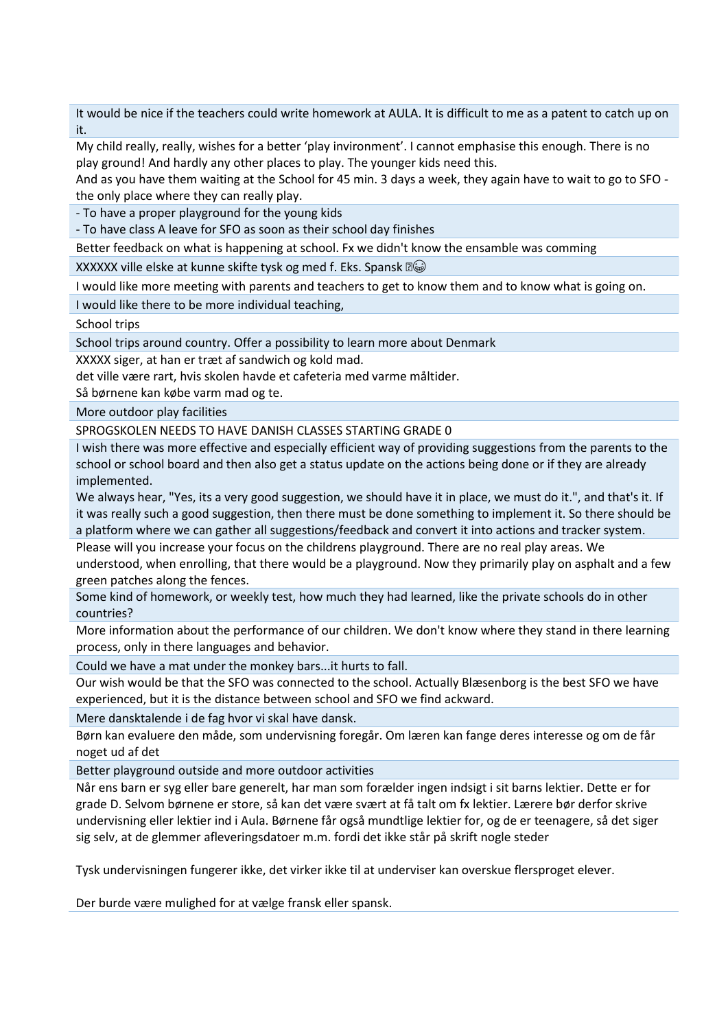It would be nice if the teachers could write homework at AULA. It is difficult to me as a patent to catch up on it.

My child really, really, wishes for a better 'play invironment'. I cannot emphasise this enough. There is no play ground! And hardly any other places to play. The younger kids need this.
And as you have them waiting at the School for 45 min. 3 days a week, they again have to wait to go to SFO - the only place where they can really play.

- To have a proper playground for the young kids
- To have class A leave for SFO as soon as their school day finishes

Better feedback on what is happening at school. Fx we didn't know the ensamble was comming

XXXXXX ville elske at kunne skifte tysk og med f. Eks. Spansk ?😀

I would like more meeting with parents and teachers to get to know them and to know what is going on.

I would like there to be more individual teaching,

School trips

School trips around country. Offer a possibility to learn more about Denmark

XXXXX siger, at han er træt af sandwich og kold mad.
det ville være rart, hvis skolen havde et cafeteria med varme måltider.
Så børnene kan købe varm mad og te.

More outdoor play facilities

SPROGSKOLEN NEEDS TO HAVE DANISH CLASSES STARTING GRADE 0

I wish there was more effective and especially efficient way of providing suggestions from the parents to the school or school board and then also get a status update on the actions being done or if they are already implemented.
We always hear, "Yes, its a very good suggestion, we should have it in place, we must do it.", and that's it. If it was really such a good suggestion, then there must be done something to implement it. So there should be a platform where we can gather all suggestions/feedback and convert it into actions and tracker system.

Please will you increase your focus on the childrens playground. There are no real play areas. We understood, when enrolling, that there would be a playground. Now they primarily play on asphalt and a few green patches along the fences.

Some kind of homework, or weekly test, how much they had learned, like the private schools do in other countries?

More information about the performance of our children. We don't know where they stand in there learning process, only in there languages and behavior.

Could we have a mat under the monkey bars...it hurts to fall.

Our wish would be that the SFO was connected to the school. Actually Blæsenborg is the best SFO we have experienced, but it is the distance between school and SFO we find ackward.

Mere dansktalende i de fag hvor vi skal have dansk.

Børn kan evaluere den måde, som undervisning foregår. Om læren kan fange deres interesse og om de får noget ud af det

Better playground outside and more outdoor activities

Når ens barn er syg eller bare generelt, har man som forælder ingen indsigt i sit barns lektier. Dette er for grade D. Selvom børnene er store, så kan det være svært at få talt om fx lektier. Lærere bør derfor skrive undervisning eller lektier ind i Aula. Børnene får også mundtlige lektier for, og de er teenagere, så det siger sig selv, at de glemmer afleveringsdatoer m.m. fordi det ikke står på skrift nogle steder

Tysk undervisningen fungerer ikke, det virker ikke til at underviser kan overskue flersproget elever.

Der burde være mulighed for at vælge fransk eller spansk.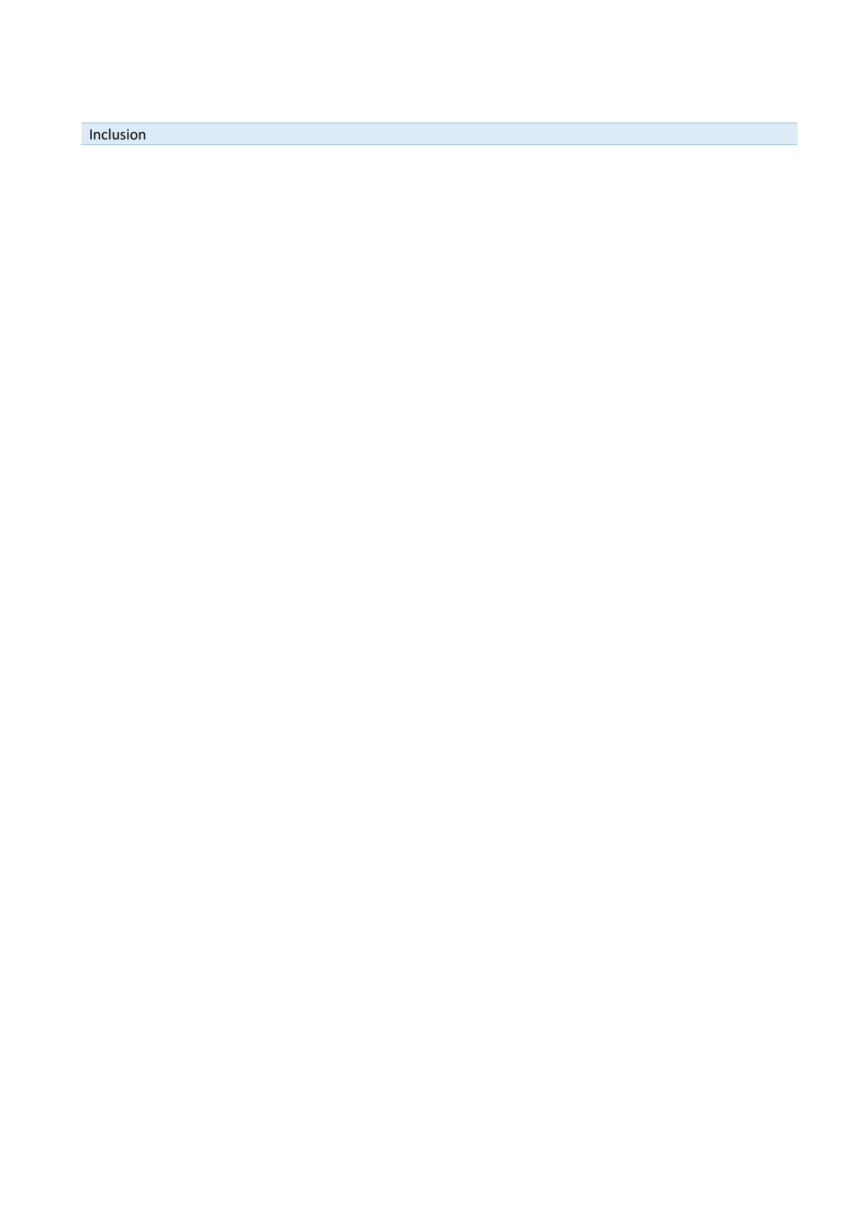## Inclusion